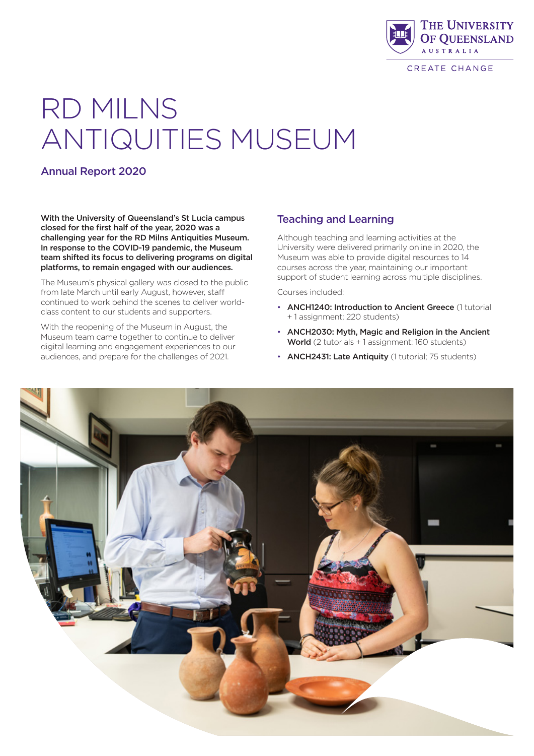# RD MILNS ANTIQUITIES MUSEUM

## Annual Report 2020

**With the University of Queensland's St Lucia campus closed for the first half of the year, 2020 was a challenging year for the RD Milns Antiquities Museum. In response to the COVID-19 pandemic, the Museum team shifted its focus to delivering programs on digital platforms, to remain engaged with our audiences.**

The Museum's physical gallery was closed to the public from late March until early August, however, staff continued to work behind the scenes to deliver world-class content to our students and supporters.

With the reopening of the Museum in August, the Museum team came together to continue to deliver digital learning and engagement experiences to our audiences, and prepare for the challenges of 2021.

### Teaching and Learning

Although teaching and learning activities at the University were delivered primarily online in 2020, the Museum was able to provide digital resources to 14 courses across the year, maintaining our important support of student learning across multiple disciplines.

Courses included:

- **ANCH1240: Introduction to Ancient Greece** (1 tutorial + 1 assignment; 220 students)
- **ANCH2030: Myth, Magic and Religion in the Ancient World** (2 tutorials + 1 assignment: 160 students)
- **ANCH2431: Late Antiquity** (1 tutorial; 75 students)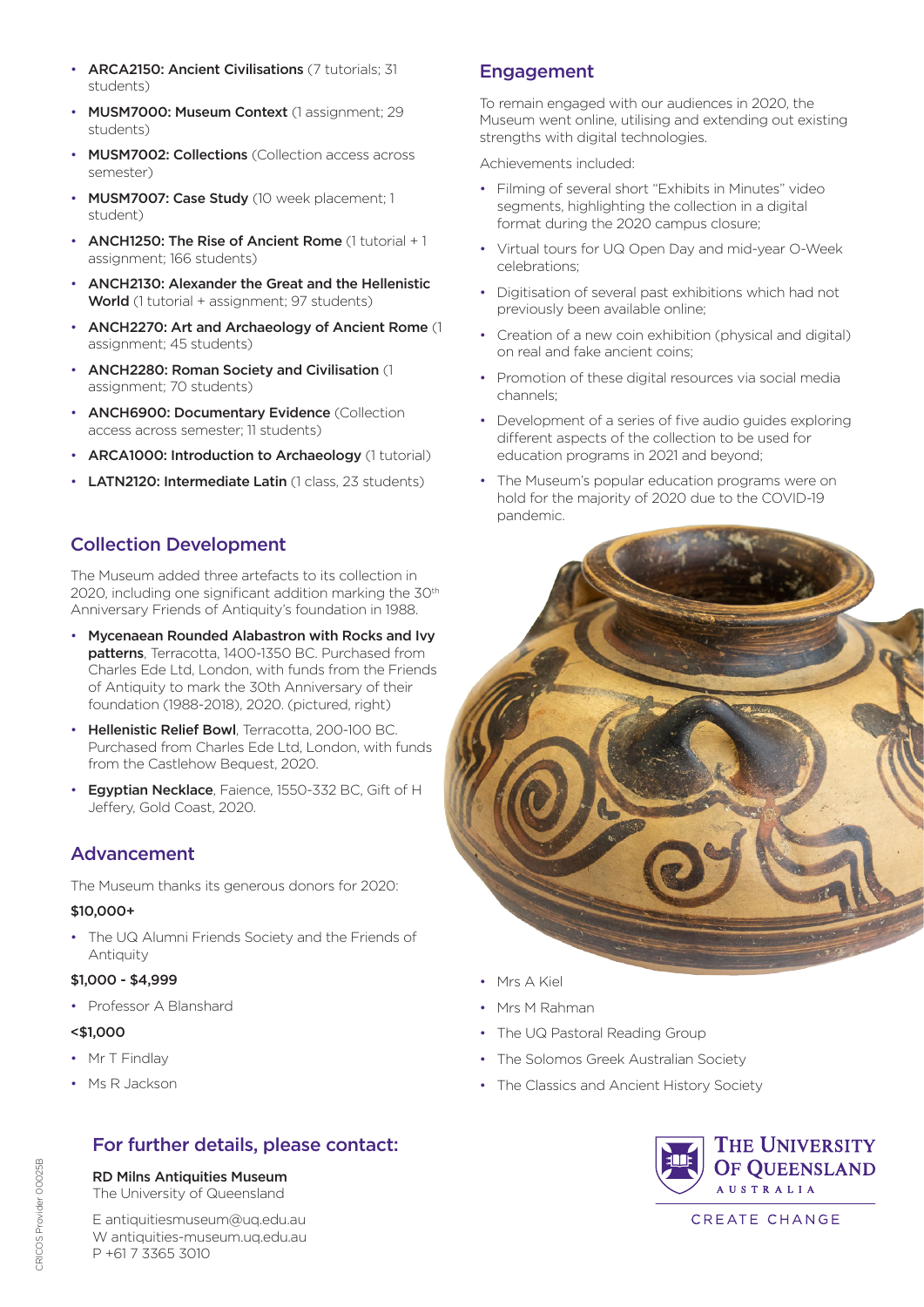- **ARCA2150: Ancient Civilisations** (7 tutorials; 31 students)
- **MUSM7000: Museum Context** (1 assignment; 29 students)
- **MUSM7002: Collections** (Collection access across semester)
- **MUSM7007: Case Study** (10 week placement; 1 student)
- **ANCH1250: The Rise of Ancient Rome** (1 tutorial + 1 assignment; 166 students)
- **ANCH2130: Alexander the Great and the Hellenistic World** (1 tutorial + assignment; 97 students)
- **ANCH2270: Art and Archaeology of Ancient Rome** (1 assignment; 45 students)
- **ANCH2280: Roman Society and Civilisation** (1 assignment; 70 students)
- **ANCH6900: Documentary Evidence** (Collection access across semester; 11 students)
- **ARCA1000: Introduction to Archaeology** (1 tutorial)
- **LATN2120: Intermediate Latin** (1 class, 23 students)

## Collection Development

The Museum added three artefacts to its collection in 2020, including one significant addition marking the 30th Anniversary Friends of Antiquity's foundation in 1988.

- **Mycenaean Rounded Alabastron with Rocks and Ivy patterns**, Terracotta, 1400-1350 BC. Purchased from Charles Ede Ltd, London, with funds from the Friends of Antiquity to mark the 30th Anniversary of their foundation (1988-2018), 2020. (pictured, right)
- **Hellenistic Relief Bowl**, Terracotta, 200-100 BC. Purchased from Charles Ede Ltd, London, with funds from the Castlehow Bequest, 2020.
- **Egyptian Necklace**, Faience, 1550-332 BC, Gift of H Jeffery, Gold Coast, 2020.

## Advancement

The Museum thanks its generous donors for 2020:

**$10,000+**

- The UQ Alumni Friends Society and the Friends of Antiquity

**$1,000 - $4,999**

- Professor A Blanshard

**<$1,000**

- Mr T Findlay
- Ms R Jackson
- Mrs A Kiel
- Mrs M Rahman
- The UQ Pastoral Reading Group
- The Solomos Greek Australian Society
- The Classics and Ancient History Society

## Engagement

To remain engaged with our audiences in 2020, the Museum went online, utilising and extending out existing strengths with digital technologies.

Achievements included:

- Filming of several short "Exhibits in Minutes" video segments, highlighting the collection in a digital format during the 2020 campus closure;
- Virtual tours for UQ Open Day and mid-year O-Week celebrations;
- Digitisation of several past exhibitions which had not previously been available online;
- Creation of a new coin exhibition (physical and digital) on real and fake ancient coins;
- Promotion of these digital resources via social media channels;
- Development of a series of five audio guides exploring different aspects of the collection to be used for education programs in 2021 and beyond;
- The Museum's popular education programs were on hold for the majority of 2020 due to the COVID-19 pandemic.

## For further details, please contact:

**RD Milns Antiquities Museum**
The University of Queensland

E antiquitiesmuseum@uq.edu.au
W antiquities-museum.uq.edu.au
P +61 7 3365 3010

THE UNIVERSITY OF QUEENSLAND AUSTRALIA

CREATE CHANGE

CRICOS Provider 00025B